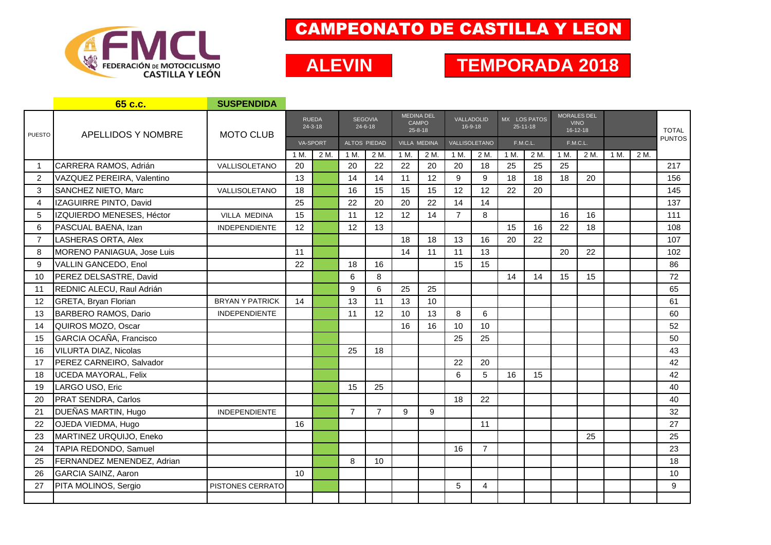# CAMPEONATO DE CASTILLA Y LEON

## ALEVIN

## TEMPORADA 2018

FEDERACIÓN DE MOTOCICLISMO CASTILLA Y LEÓN

**65 c.c.** **SUSPENDIDA**

| PUESTO | APELLIDOS Y NOMBRE | MOTO CLUB | RUEDA 24-3-18 | | SEGOVIA 24-6-18 | | MEDINA DEL CAMPO 25-8-18 | | VALLADOLID 16-9-18 | | MX LOS PATOS 25-11-18 | | MORALES DEL VINO 16-12-18 | | | | TOTAL PUNTOS |
|---|---|---|---|---|---|---|---|---|---|---|---|---|---|---|---|---|---|
| | | | VA-SPORT | | ALTOS PIEDAD | | VILLA MEDINA | | VALLISOLETANO | | F.M.C.L. | | F.M.C.L. | | | | |
| | | | 1 M. | 2 M. | 1 M. | 2 M. | 1 M. | 2 M. | 1 M. | 2 M. | 1 M. | 2 M. | 1 M. | 2 M. | 1 M. | 2 M. | |
| 1 | CARRERA RAMOS, Adrián | VALLISOLETANO | 20 | | 20 | 22 | 22 | 20 | 20 | 18 | 25 | 25 | 25 | | | | 217 |
| 2 | VAZQUEZ PEREIRA, Valentino | | 13 | | 14 | 14 | 11 | 12 | 9 | 9 | 18 | 18 | 18 | 20 | | | 156 |
| 3 | SANCHEZ NIETO, Marc | VALLISOLETANO | 18 | | 16 | 15 | 15 | 15 | 12 | 12 | 22 | 20 | | | | | 145 |
| 4 | IZAGUIRRE PINTO, David | | 25 | | 22 | 20 | 20 | 22 | 14 | 14 | | | | | | | 137 |
| 5 | IZQUIERDO MENESES, Héctor | VILLA MEDINA | 15 | | 11 | 12 | 12 | 14 | 7 | 8 | | | 16 | 16 | | | 111 |
| 6 | PASCUAL BAENA, Izan | INDEPENDIENTE | 12 | | 12 | 13 | | | | | 15 | 16 | 22 | 18 | | | 108 |
| 7 | LASHERAS ORTA, Alex | | | | | | 18 | 18 | 13 | 16 | 20 | 22 | | | | | 107 |
| 8 | MORENO PANIAGUA, Jose Luis | | 11 | | | | 14 | 11 | 11 | 13 | | | 20 | 22 | | | 102 |
| 9 | VALLIN GANCEDO, Enol | | 22 | | 18 | 16 | | | 15 | 15 | | | | | | | 86 |
| 10 | PEREZ DELSASTRE, David | | | | 6 | 8 | | | | | 14 | 14 | 15 | 15 | | | 72 |
| 11 | REDNIC ALECU, Raul Adrián | | | | 9 | 6 | 25 | 25 | | | | | | | | | 65 |
| 12 | GRETA, Bryan Florian | BRYAN Y PATRICK | 14 | | 13 | 11 | 13 | 10 | | | | | | | | | 61 |
| 13 | BARBERO RAMOS, Dario | INDEPENDIENTE | | | 11 | 12 | 10 | 13 | 8 | 6 | | | | | | | 60 |
| 14 | QUIROS MOZO, Oscar | | | | | | 16 | 16 | 10 | 10 | | | | | | | 52 |
| 15 | GARCIA OCAÑA, Francisco | | | | | | | | 25 | 25 | | | | | | | 50 |
| 16 | VILURTA DIAZ, Nicolas | | | | 25 | 18 | | | | | | | | | | | 43 |
| 17 | PEREZ CARNEIRO, Salvador | | | | | | | | 22 | 20 | | | | | | | 42 |
| 18 | UCEDA MAYORAL, Felix | | | | | | | | 6 | 5 | 16 | 15 | | | | | 42 |
| 19 | LARGO USO, Eric | | | | 15 | 25 | | | | | | | | | | | 40 |
| 20 | PRAT SENDRA, Carlos | | | | | | | | 18 | 22 | | | | | | | 40 |
| 21 | DUEÑAS MARTIN, Hugo | INDEPENDIENTE | | | 7 | 7 | 9 | 9 | | | | | | | | | 32 |
| 22 | OJEDA VIEDMA, Hugo | | 16 | | | | | | | 11 | | | | | | | 27 |
| 23 | MARTINEZ URQUIJO, Eneko | | | | | | | | | | | | | 25 | | | 25 |
| 24 | TAPIA REDONDO, Samuel | | | | | | | | 16 | 7 | | | | | | | 23 |
| 25 | FERNANDEZ MENENDEZ, Adrian | | | | 8 | 10 | | | | | | | | | | | 18 |
| 26 | GARCIA SAINZ, Aaron | | 10 | | | | | | | | | | | | | | 10 |
| 27 | PITA MOLINOS, Sergio | PISTONES CERRATO | | | | | | | 5 | 4 | | | | | | | 9 |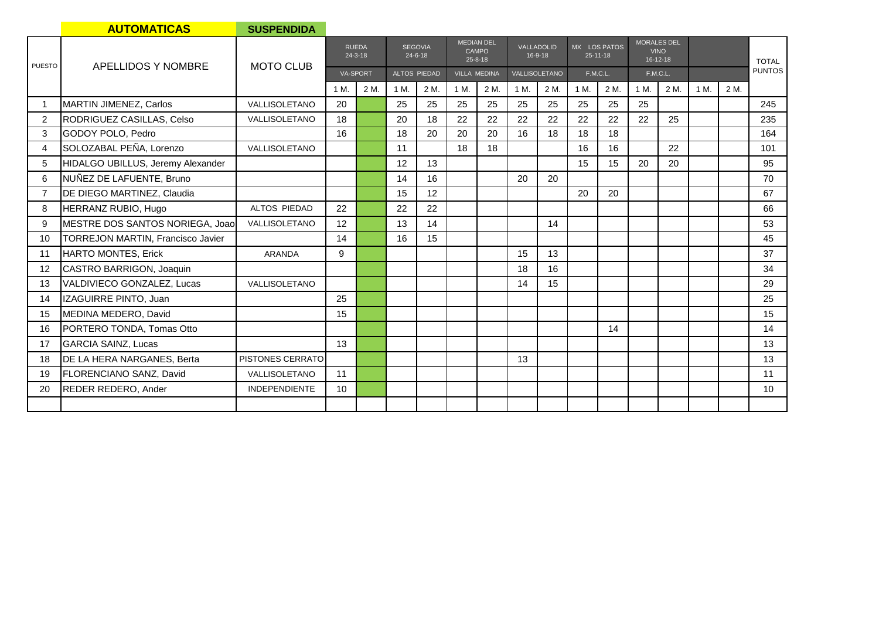**AUTOMATICAS** **SUSPENDIDA**

| PUESTO | APELLIDOS Y NOMBRE | MOTO CLUB | RUEDA 24-3-18 VA-SPORT | | SEGOVIA 24-6-18 ALTOS PIEDAD | | MEDIAN DEL CAMPO 25-8-18 VILLA MEDINA | | VALLADOLID 16-9-18 VALLISOLETANO | | MX LOS PATOS 25-11-18 F.M.C.L. | | MORALES DEL VINO 16-12-18 F.M.C.L. | | | | TOTAL PUNTOS |
|---|---|---|---|---|---|---|---|---|---|---|---|---|---|---|---|---|---|
| | | | 1 M. | 2 M. | 1 M. | 2 M. | 1 M. | 2 M. | 1 M. | 2 M. | 1 M. | 2 M. | 1 M. | 2 M. | 1 M. | 2 M. | |
| 1 | MARTIN JIMENEZ, Carlos | VALLISOLETANO | 20 | | 25 | 25 | 25 | 25 | 25 | 25 | 25 | 25 | 25 | | | | 245 |
| 2 | RODRIGUEZ CASILLAS, Celso | VALLISOLETANO | 18 | | 20 | 18 | 22 | 22 | 22 | 22 | 22 | 22 | 22 | 25 | | | 235 |
| 3 | GODOY POLO, Pedro | | 16 | | 18 | 20 | 20 | 20 | 16 | 18 | 18 | 18 | | | | | 164 |
| 4 | SOLOZABAL PEÑA, Lorenzo | VALLISOLETANO | | | 11 | | 18 | 18 | | | 16 | 16 | | 22 | | | 101 |
| 5 | HIDALGO UBILLUS, Jeremy Alexander | | | | 12 | 13 | | | | | 15 | 15 | 20 | 20 | | | 95 |
| 6 | NUÑEZ DE LAFUENTE, Bruno | | | | 14 | 16 | | | 20 | 20 | | | | | | | 70 |
| 7 | DE DIEGO MARTINEZ, Claudia | | | | 15 | 12 | | | | | 20 | 20 | | | | | 67 |
| 8 | HERRANZ RUBIO, Hugo | ALTOS PIEDAD | 22 | | 22 | 22 | | | | | | | | | | | 66 |
| 9 | MESTRE DOS SANTOS NORIEGA, Joao | VALLISOLETANO | 12 | | 13 | 14 | | | | 14 | | | | | | | 53 |
| 10 | TORREJON MARTIN, Francisco Javier | | 14 | | 16 | 15 | | | | | | | | | | | 45 |
| 11 | HARTO MONTES, Erick | ARANDA | 9 | | | | | | 15 | 13 | | | | | | | 37 |
| 12 | CASTRO BARRIGON, Joaquin | | | | | | | | 18 | 16 | | | | | | | 34 |
| 13 | VALDIVIECO GONZALEZ, Lucas | VALLISOLETANO | | | | | | | 14 | 15 | | | | | | | 29 |
| 14 | IZAGUIRRE PINTO, Juan | | 25 | | | | | | | | | | | | | | 25 |
| 15 | MEDINA MEDERO, David | | 15 | | | | | | | | | | | | | | 15 |
| 16 | PORTERO TONDA, Tomas Otto | | | | | | | | | | | 14 | | | | | 14 |
| 17 | GARCIA SAINZ, Lucas | | 13 | | | | | | | | | | | | | | 13 |
| 18 | DE LA HERA NARGANES, Berta | PISTONES CERRATO | | | | | | | 13 | | | | | | | | 13 |
| 19 | FLORENCIANO SANZ, David | VALLISOLETANO | 11 | | | | | | | | | | | | | | 11 |
| 20 | REDER REDERO, Ander | INDEPENDIENTE | 10 | | | | | | | | | | | | | | 10 |